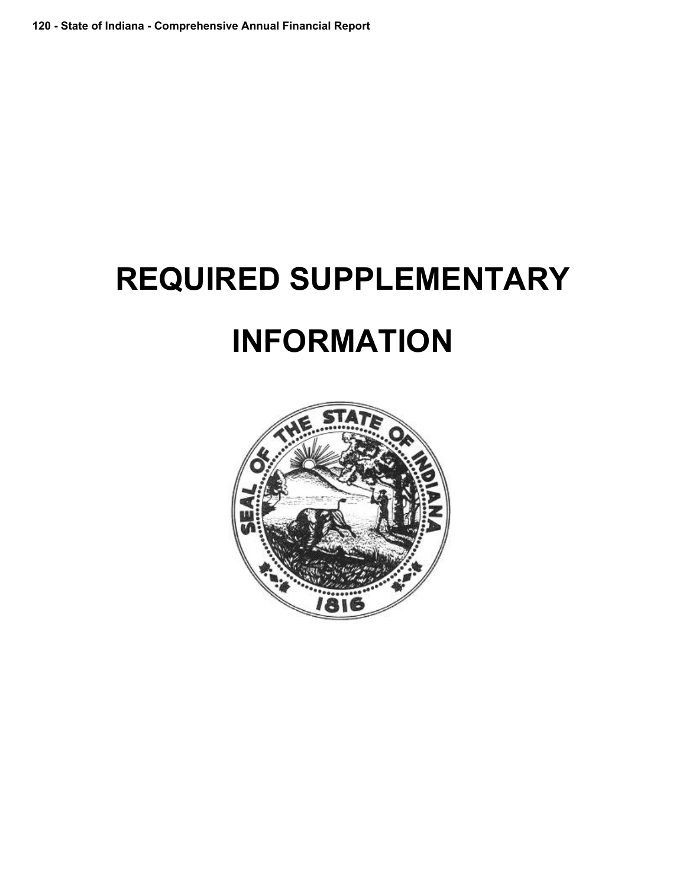# REQUIRED SUPPLEMENTARY INFORMATION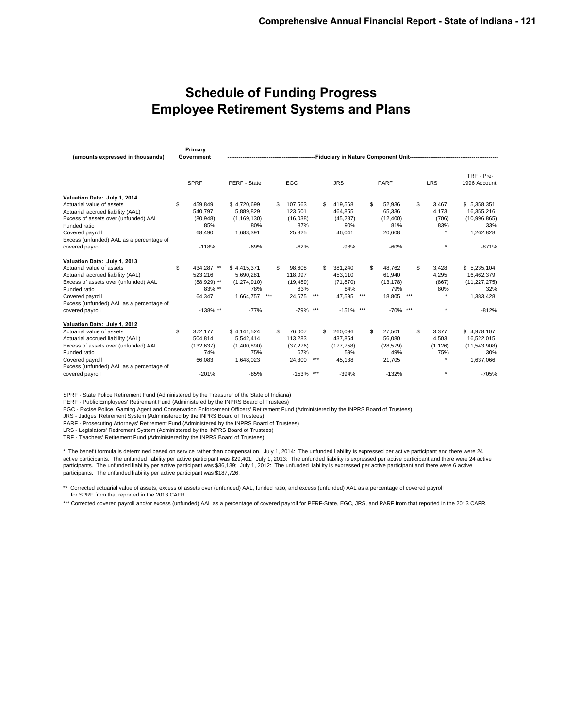# Schedule of Funding Progress
# Employee Retirement Systems and Plans

| (amounts expressed in thousands) | Primary Government | Fiduciary in Nature Component Unit | | | | | |
|---|---|---|---|---|---|---|---|
| | SPRF | PERF - State | EGC | JRS | PARF | LRS | TRF - Pre-1996 Account |
| **Valuation Date: July 1, 2014** | | | | | | | |
| Actuarial value of assets | $ 459,849 | $ 4,720,699 | $ 107,563 | $ 419,568 | $ 52,936 | $ 3,467 | $ 5,358,351 |
| Actuarial accrued liability (AAL) | 540,797 | 5,889,829 | 123,601 | 464,855 | 65,336 | 4,173 | 16,355,216 |
| Excess of assets over (unfunded) AAL | (80,948) | (1,169,130) | (16,038) | (45,287) | (12,400) | (706) | (10,996,865) |
| Funded ratio | 85% | 80% | 87% | 90% | 81% | 83% | 33% |
| Covered payroll | 68,490 | 1,683,391 | 25,825 | 46,041 | 20,608 | * | 1,262,828 |
| Excess (unfunded) AAL as a percentage of covered payroll | -118% | -69% | -62% | -98% | -60% | * | -871% |
| **Valuation Date: July 1, 2013** | | | | | | | |
| Actuarial value of assets | $ 434,287 ** | $ 4,415,371 | $ 98,608 | $ 381,240 | $ 48,762 | $ 3,428 | $ 5,235,104 |
| Actuarial accrued liability (AAL) | 523,216 | 5,690,281 | 118,097 | 453,110 | 61,940 | 4,295 | 16,462,379 |
| Excess of assets over (unfunded) AAL | (88,929) ** | (1,274,910) | (19,489) | (71,870) | (13,178) | (867) | (11,227,275) |
| Funded ratio | 83% ** | 78% | 83% | 84% | 79% | 80% | 32% |
| Covered payroll | 64,347 | 1,664,757 *** | 24,675 *** | 47,595 *** | 18,805 *** | * | 1,383,428 |
| Excess (unfunded) AAL as a percentage of covered payroll | -138% ** | -77% | -79% *** | -151% *** | -70% *** | * | -812% |
| **Valuation Date: July 1, 2012** | | | | | | | |
| Actuarial value of assets | $ 372,177 | $ 4,141,524 | $ 76,007 | $ 260,096 | $ 27,501 | $ 3,377 | $ 4,978,107 |
| Actuarial accrued liability (AAL) | 504,814 | 5,542,414 | 113,283 | 437,854 | 56,080 | 4,503 | 16,522,015 |
| Excess of assets over (unfunded) AAL | (132,637) | (1,400,890) | (37,276) | (177,758) | (28,579) | (1,126) | (11,543,908) |
| Funded ratio | 74% | 75% | 67% | 59% | 49% | 75% | 30% |
| Covered payroll | 66,083 | 1,648,023 | 24,300 *** | 45,138 | 21,705 | * | 1,637,066 |
| Excess (unfunded) AAL as a percentage of covered payroll | -201% | -85% | -153% *** | -394% | -132% | * | -705% |

SPRF - State Police Retirement Fund (Administered by the Treasurer of the State of Indiana)
PERF - Public Employees' Retirement Fund (Administered by the INPRS Board of Trustees)
EGC - Excise Police, Gaming Agent and Conservation Enforcement Officers' Retirement Fund (Administered by the INPRS Board of Trustees)
JRS - Judges' Retirement System (Administered by the INPRS Board of Trustees)
PARF - Prosecuting Attorneys' Retirement Fund (Administered by the INPRS Board of Trustees)
LRS - Legislators' Retirement System (Administered by the INPRS Board of Trustees)
TRF - Teachers' Retirement Fund (Administered by the INPRS Board of Trustees)

\* The benefit formula is determined based on service rather than compensation. July 1, 2014: The unfunded liability is expressed per active participant and there were 24 active participants. The unfunded liability per active participant was $29,401; July 1, 2013: The unfunded liability is expressed per active participant and there were 24 active participants. The unfunded liability per active participant was $36,139; July 1, 2012: The unfunded liability is expressed per active participant and there were 6 active participants. The unfunded liability per active participant was $187,726.

\** Corrected actuarial value of assets, excess of assets over (unfunded) AAL, funded ratio, and excess (unfunded) AAL as a percentage of covered payroll for SPRF from that reported in the 2013 CAFR.

\*** Corrected covered payroll and/or excess (unfunded) AAL as a percentage of covered payroll for PERF-State, EGC, JRS, and PARF from that reported in the 2013 CAFR.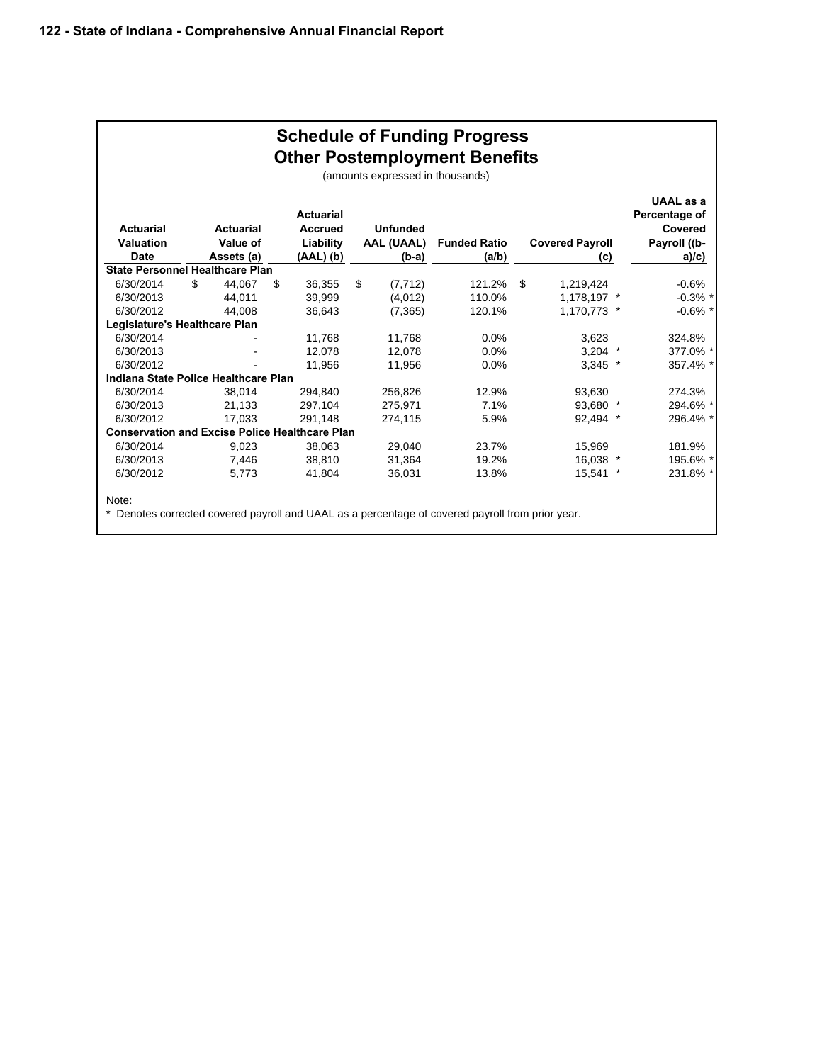## Schedule of Funding Progress
## Other Postemployment Benefits

(amounts expressed in thousands)

| Actuarial Valuation Date | Actuarial Value of Assets (a) | Actuarial Accrued Liability (AAL) (b) | Unfunded AAL (UAAL) (b-a) | Funded Ratio (a/b) | Covered Payroll (c) | UAAL as a Percentage of Covered Payroll ((b-a)/c) |
|---|---|---|---|---|---|---|
| **State Personnel Healthcare Plan** | | | | | | |
| 6/30/2014 | $ 44,067 | $ 36,355 | $ (7,712) | 121.2% | $ 1,219,424 | -0.6% |
| 6/30/2013 | 44,011 | 39,999 | (4,012) | 110.0% | 1,178,197 * | -0.3% * |
| 6/30/2012 | 44,008 | 36,643 | (7,365) | 120.1% | 1,170,773 * | -0.6% * |
| **Legislature's Healthcare Plan** | | | | | | |
| 6/30/2014 | - | 11,768 | 11,768 | 0.0% | 3,623 | 324.8% |
| 6/30/2013 | - | 12,078 | 12,078 | 0.0% | 3,204 * | 377.0% * |
| 6/30/2012 | - | 11,956 | 11,956 | 0.0% | 3,345 * | 357.4% * |
| **Indiana State Police Healthcare Plan** | | | | | | |
| 6/30/2014 | 38,014 | 294,840 | 256,826 | 12.9% | 93,630 | 274.3% |
| 6/30/2013 | 21,133 | 297,104 | 275,971 | 7.1% | 93,680 * | 294.6% * |
| 6/30/2012 | 17,033 | 291,148 | 274,115 | 5.9% | 92,494 * | 296.4% * |
| **Conservation and Excise Police Healthcare Plan** | | | | | | |
| 6/30/2014 | 9,023 | 38,063 | 29,040 | 23.7% | 15,969 | 181.9% |
| 6/30/2013 | 7,446 | 38,810 | 31,364 | 19.2% | 16,038 * | 195.6% * |
| 6/30/2012 | 5,773 | 41,804 | 36,031 | 13.8% | 15,541 * | 231.8% * |

Note:

* Denotes corrected covered payroll and UAAL as a percentage of covered payroll from prior year.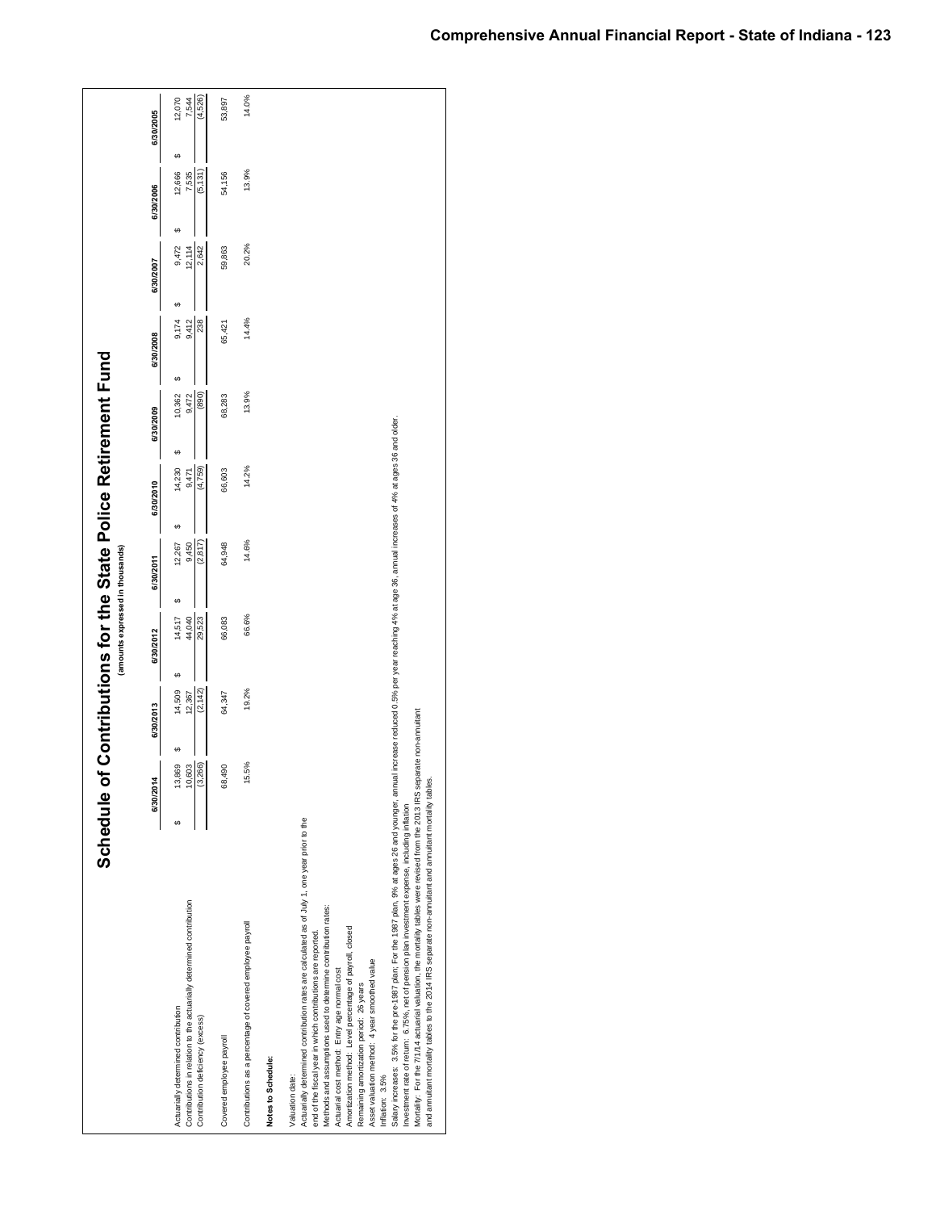# Schedule of Contributions for the State Police Retirement Fund

**(amounts expressed in thousands)**

| | 6/30/2014 | 6/30/2013 | 6/30/2012 | 6/30/2011 | 6/30/2010 | 6/30/2009 | 6/30/2008 | 6/30/2007 | 6/30/2006 | 6/30/2005 |
|---|---|---|---|---|---|---|---|---|---|---|
| Actuarially determined contribution | $ 13,869 | $ 14,509 | $ 14,517 | $ 12,267 | $ 14,230 | $ 10,362 | $ 9,174 | $ 9,472 | $ 12,666 | $ 12,070 |
| Contributions in relation to the actuarially determined contribution | 10,603 | 12,367 | 44,040 | 9,450 | 9,471 | 9,472 | 9,412 | 12,114 | 7,535 | 7,544 |
| Contribution deficiency (excess) | (3,266) | (2,142) | 29,523 | (2,817) | (4,759) | (890) | 238 | 2,642 | (5,131) | (4,526) |
| Covered employee payroll | 68,490 | 64,347 | 66,083 | 64,948 | 66,603 | 68,283 | 65,421 | 59,863 | 54,156 | 53,897 |
| Contributions as a percentage of covered employee payroll | 15.5% | 19.2% | 66.6% | 14.6% | 14.2% | 13.9% | 14.4% | 20.2% | 13.9% | 14.0% |

**Notes to Schedule:**

Valuation date:
Actuarially determined contribution rates are calculated as of July 1, one year prior to the end of the fiscal year in which contributions are reported.

Methods and assumptions used to determine contribution rates:
Actuarial cost method: Entry age normal cost
Amortization method: Level percentage of payroll, closed
Remaining amortization period: 26 years
Asset valuation method: 4 year smoothed value
Inflation: 3.5%
Salary increases: 3.5% for the pre-1987 plan; For the 1987 plan, 9% at ages 26 and younger, annual increase reduced 0.5% per year reaching 4% at age 36, annual increases of 4% at ages 36 and older.
Investment rate of return: 6.75%, net of pension plan investment expense, including inflation
Mortality: For the 7/1/14 actuarial valuation, the mortality tables were revised from the 2013 IRS separate non-annuitant and annuitant mortality tables to the 2014 IRS separate non-annuitant and annuitant mortality tables.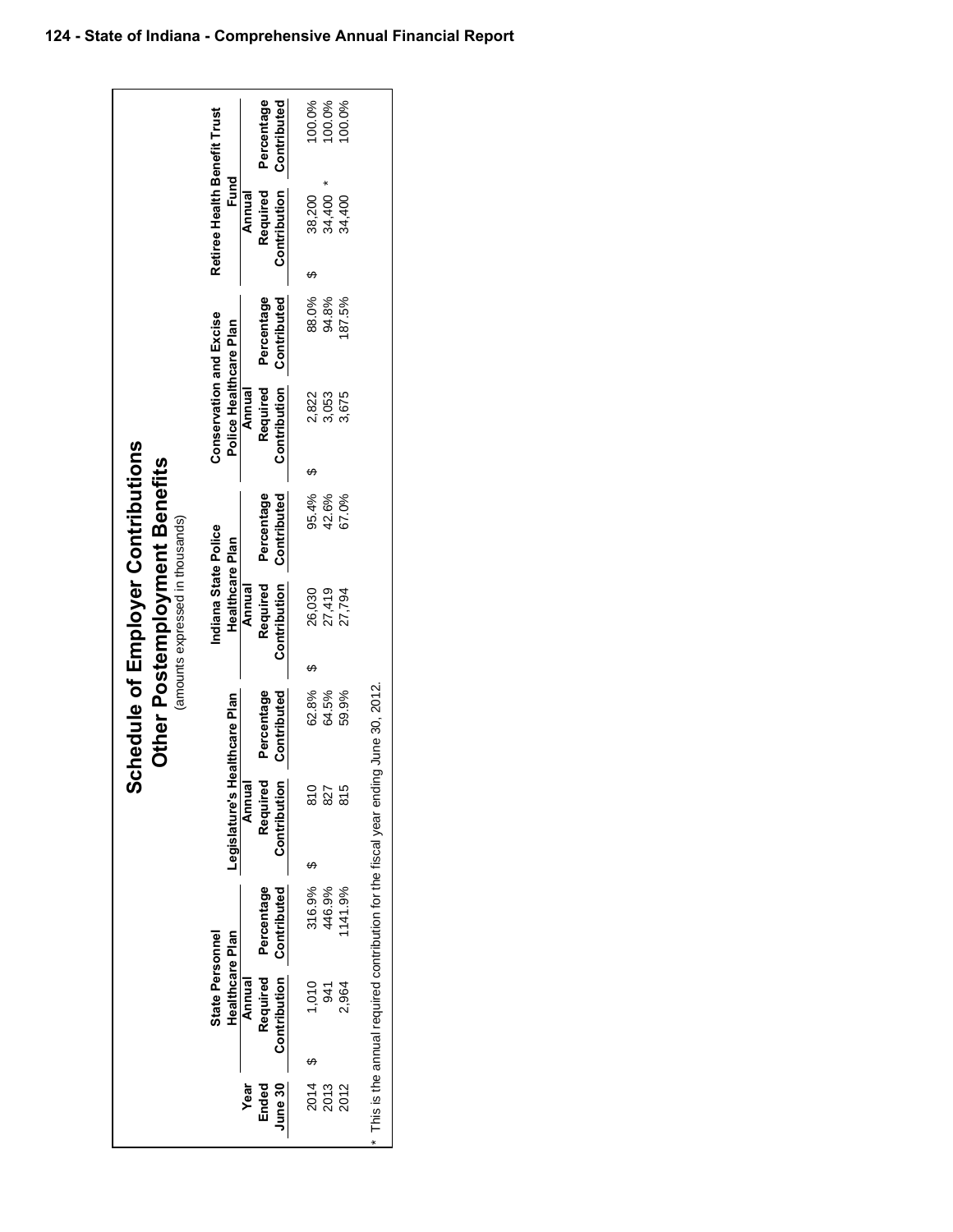# Schedule of Employer Contributions

## Other Postemployment Benefits

(amounts expressed in thousands)

| Year Ended June 30 | State Personnel Healthcare Plan | | Legislature's Healthcare Plan | | Indiana State Police Healthcare Plan | | Conservation and Excise Police Healthcare Plan | | Retiree Health Benefit Trust Fund | |
|---|---|---|---|---|---|---|---|---|---|---|
| | Annual Required Contribution | Percentage Contributed | Annual Required Contribution | Percentage Contributed | Annual Required Contribution | Percentage Contributed | Annual Required Contribution | Percentage Contributed | Annual Required Contribution | Percentage Contributed |
| 2014 | $ 1,010 | 316.9% | $ 810 | 62.8% | $ 26,030 | 95.4% | $ 2,822 | 88.0% | $ 38,200 | 100.0% |
| 2013 | 941 | 446.9% | 827 | 64.5% | 27,419 | 42.6% | 3,053 | 94.8% | 34,400 * | 100.0% |
| 2012 | 2,964 | 1141.9% | 815 | 59.9% | 27,794 | 67.0% | 3,675 | 187.5% | 34,400 | 100.0% |

* This is the annual required contribution for the fiscal year ending June 30, 2012.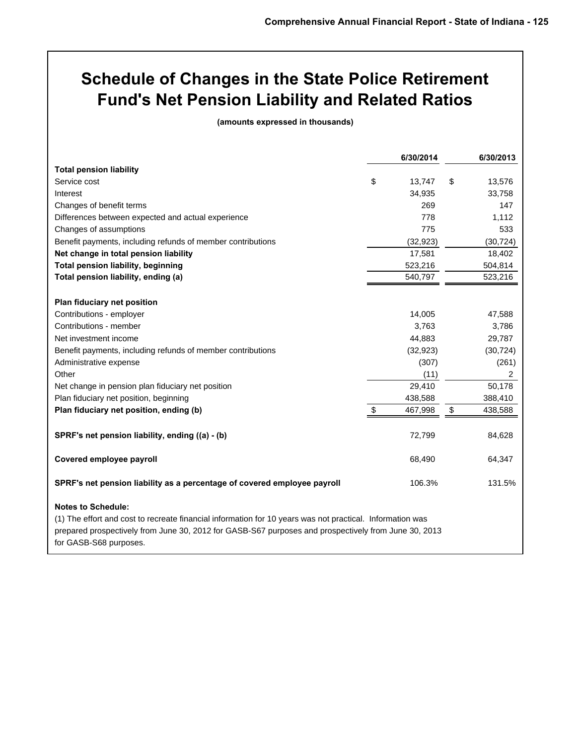# Schedule of Changes in the State Police Retirement Fund's Net Pension Liability and Related Ratios

**(amounts expressed in thousands)**

| | 6/30/2014 | 6/30/2013 |
|---|---|---|
| **Total pension liability** | | |
| Service cost | $ 13,747 | $ 13,576 |
| Interest | 34,935 | 33,758 |
| Changes of benefit terms | 269 | 147 |
| Differences between expected and actual experience | 778 | 1,112 |
| Changes of assumptions | 775 | 533 |
| Benefit payments, including refunds of member contributions | (32,923) | (30,724) |
| **Net change in total pension liability** | 17,581 | 18,402 |
| **Total pension liability, beginning** | 523,216 | 504,814 |
| **Total pension liability, ending (a)** | 540,797 | 523,216 |
| | | |
| **Plan fiduciary net position** | | |
| Contributions - employer | 14,005 | 47,588 |
| Contributions - member | 3,763 | 3,786 |
| Net investment income | 44,883 | 29,787 |
| Benefit payments, including refunds of member contributions | (32,923) | (30,724) |
| Administrative expense | (307) | (261) |
| Other | (11) | 2 |
| Net change in pension plan fiduciary net position | 29,410 | 50,178 |
| Plan fiduciary net position, beginning | 438,588 | 388,410 |
| **Plan fiduciary net position, ending (b)** | $ 467,998 | $ 438,588 |
| | | |
| **SPRF's net pension liability, ending ((a) - (b)** | 72,799 | 84,628 |
| | | |
| **Covered employee payroll** | 68,490 | 64,347 |
| | | |
| **SPRF's net pension liability as a percentage of covered employee payroll** | 106.3% | 131.5% |

**Notes to Schedule:**

(1) The effort and cost to recreate financial information for 10 years was not practical. Information was prepared prospectively from June 30, 2012 for GASB-S67 purposes and prospectively from June 30, 2013 for GASB-S68 purposes.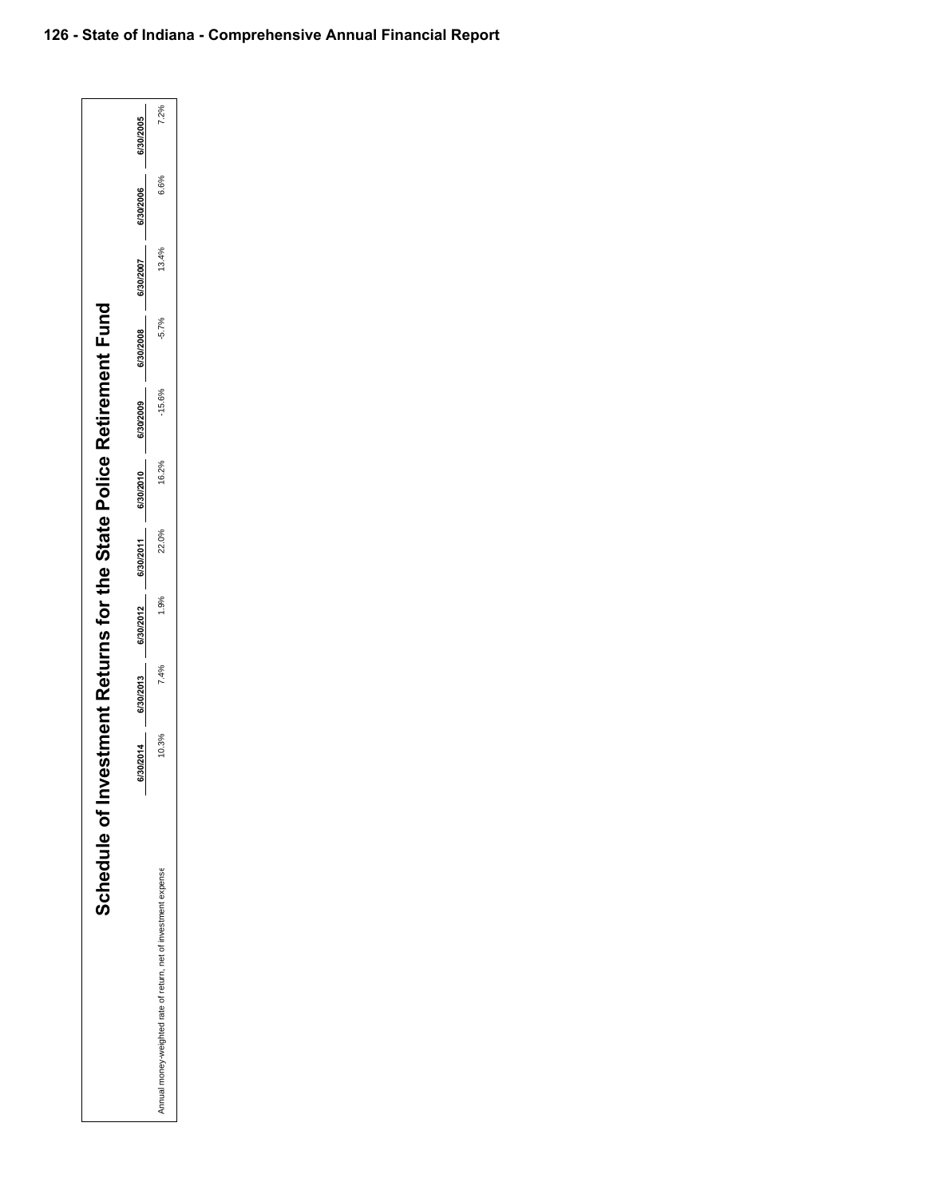# Schedule of Investment Returns for the State Police Retirement Fund

| | 6/30/2014 | 6/30/2013 | 6/30/2012 | 6/30/2011 | 6/30/2010 | 6/30/2009 | 6/30/2008 | 6/30/2007 | 6/30/2006 | 6/30/2005 |
|---|---|---|---|---|---|---|---|---|---|---|
| Annual money-weighted rate of return, net of investment expense | 10.3% | 7.4% | 1.9% | 22.0% | 16.2% | -15.6% | -5.7% | 13.4% | 6.6% | 7.2% |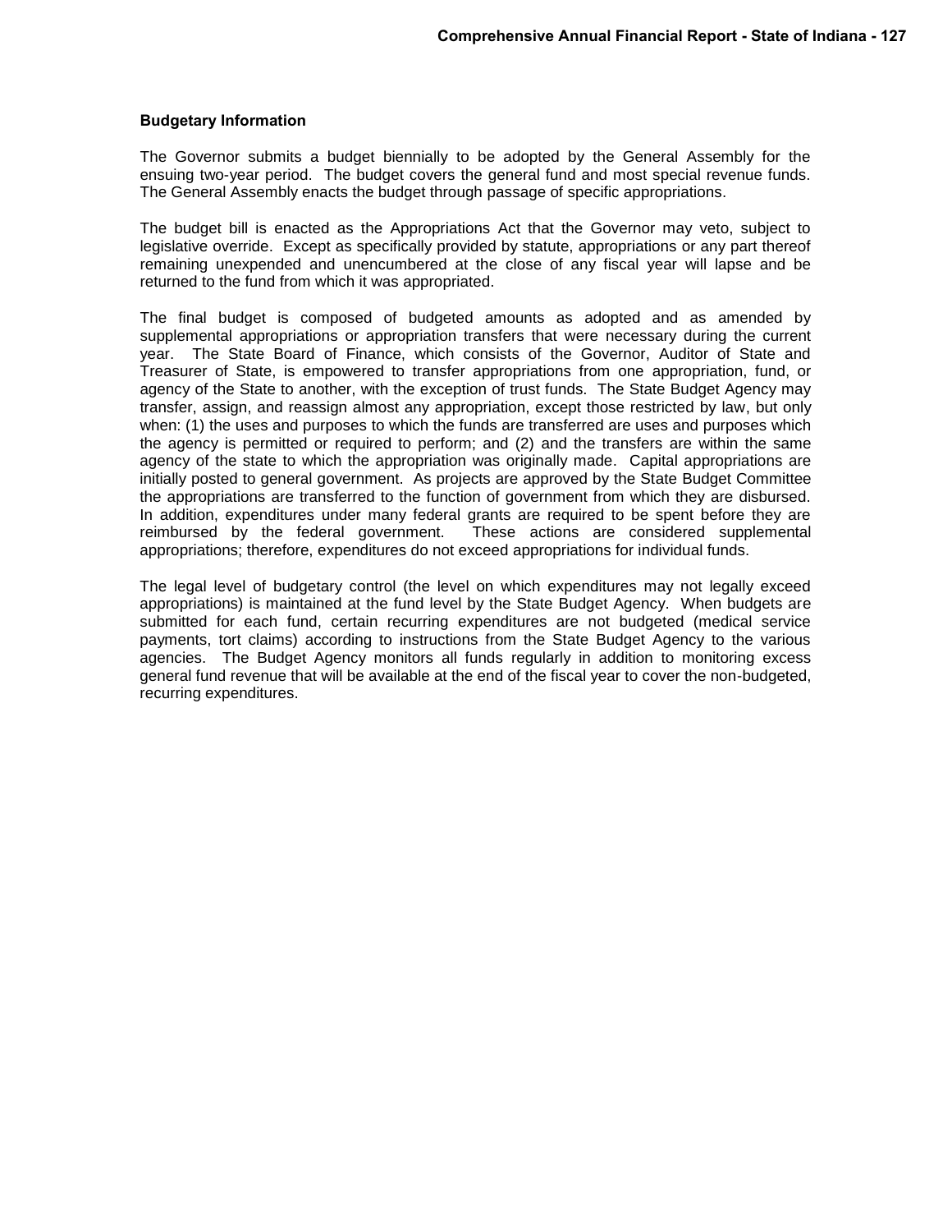## Budgetary Information

The Governor submits a budget biennially to be adopted by the General Assembly for the ensuing two-year period. The budget covers the general fund and most special revenue funds. The General Assembly enacts the budget through passage of specific appropriations.

The budget bill is enacted as the Appropriations Act that the Governor may veto, subject to legislative override. Except as specifically provided by statute, appropriations or any part thereof remaining unexpended and unencumbered at the close of any fiscal year will lapse and be returned to the fund from which it was appropriated.

The final budget is composed of budgeted amounts as adopted and as amended by supplemental appropriations or appropriation transfers that were necessary during the current year. The State Board of Finance, which consists of the Governor, Auditor of State and Treasurer of State, is empowered to transfer appropriations from one appropriation, fund, or agency of the State to another, with the exception of trust funds. The State Budget Agency may transfer, assign, and reassign almost any appropriation, except those restricted by law, but only when: (1) the uses and purposes to which the funds are transferred are uses and purposes which the agency is permitted or required to perform; and (2) and the transfers are within the same agency of the state to which the appropriation was originally made. Capital appropriations are initially posted to general government. As projects are approved by the State Budget Committee the appropriations are transferred to the function of government from which they are disbursed. In addition, expenditures under many federal grants are required to be spent before they are reimbursed by the federal government. These actions are considered supplemental appropriations; therefore, expenditures do not exceed appropriations for individual funds.

The legal level of budgetary control (the level on which expenditures may not legally exceed appropriations) is maintained at the fund level by the State Budget Agency. When budgets are submitted for each fund, certain recurring expenditures are not budgeted (medical service payments, tort claims) according to instructions from the State Budget Agency to the various agencies. The Budget Agency monitors all funds regularly in addition to monitoring excess general fund revenue that will be available at the end of the fiscal year to cover the non-budgeted, recurring expenditures.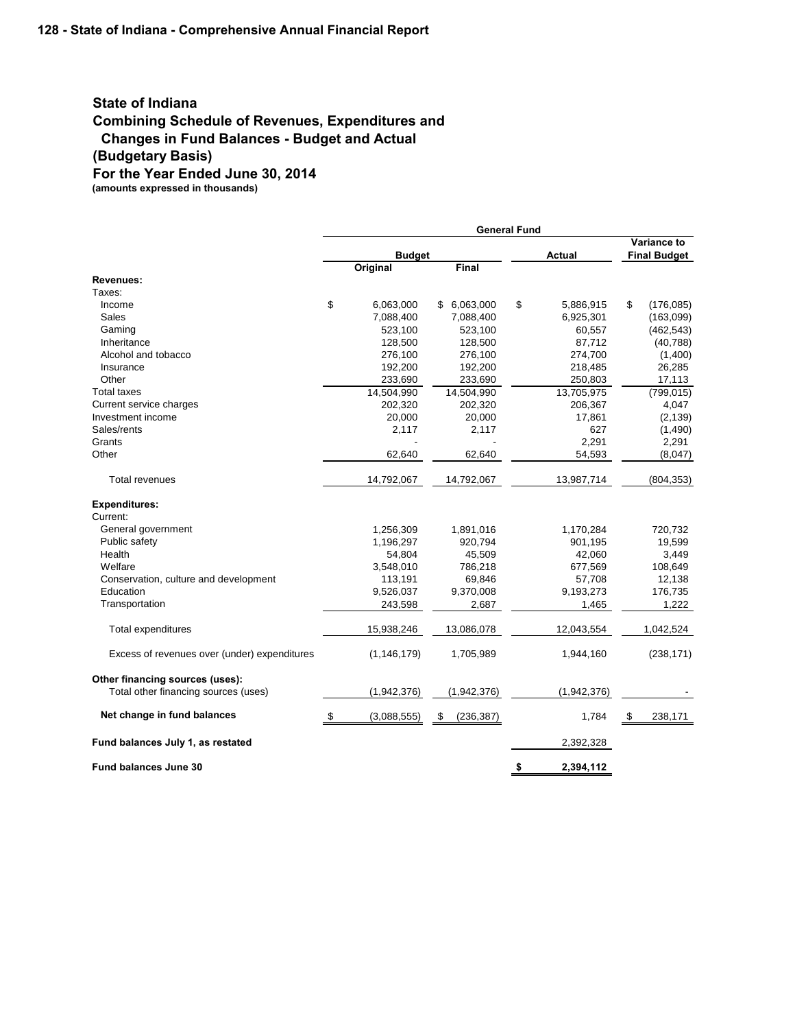## State of Indiana
## Combining Schedule of Revenues, Expenditures and Changes in Fund Balances - Budget and Actual
## (Budgetary Basis)
## For the Year Ended June 30, 2014

**(amounts expressed in thousands)**

| | General Fund | | | |
|---|---|---|---|---|
| | Budget | | Actual | Variance to Final Budget |
| | Original | Final | | |
| **Revenues:** | | | | |
| Taxes: | | | | |
| Income | $ 6,063,000 | $ 6,063,000 | $ 5,886,915 | $ (176,085) |
| Sales | 7,088,400 | 7,088,400 | 6,925,301 | (163,099) |
| Gaming | 523,100 | 523,100 | 60,557 | (462,543) |
| Inheritance | 128,500 | 128,500 | 87,712 | (40,788) |
| Alcohol and tobacco | 276,100 | 276,100 | 274,700 | (1,400) |
| Insurance | 192,200 | 192,200 | 218,485 | 26,285 |
| Other | 233,690 | 233,690 | 250,803 | 17,113 |
| Total taxes | 14,504,990 | 14,504,990 | 13,705,975 | (799,015) |
| Current service charges | 202,320 | 202,320 | 206,367 | 4,047 |
| Investment income | 20,000 | 20,000 | 17,861 | (2,139) |
| Sales/rents | 2,117 | 2,117 | 627 | (1,490) |
| Grants | - | - | 2,291 | 2,291 |
| Other | 62,640 | 62,640 | 54,593 | (8,047) |
| Total revenues | 14,792,067 | 14,792,067 | 13,987,714 | (804,353) |
| **Expenditures:** | | | | |
| Current: | | | | |
| General government | 1,256,309 | 1,891,016 | 1,170,284 | 720,732 |
| Public safety | 1,196,297 | 920,794 | 901,195 | 19,599 |
| Health | 54,804 | 45,509 | 42,060 | 3,449 |
| Welfare | 3,548,010 | 786,218 | 677,569 | 108,649 |
| Conservation, culture and development | 113,191 | 69,846 | 57,708 | 12,138 |
| Education | 9,526,037 | 9,370,008 | 9,193,273 | 176,735 |
| Transportation | 243,598 | 2,687 | 1,465 | 1,222 |
| Total expenditures | 15,938,246 | 13,086,078 | 12,043,554 | 1,042,524 |
| Excess of revenues over (under) expenditures | (1,146,179) | 1,705,989 | 1,944,160 | (238,171) |
| **Other financing sources (uses):** | | | | |
| Total other financing sources (uses) | (1,942,376) | (1,942,376) | (1,942,376) | - |
| **Net change in fund balances** | $ (3,088,555) | $ (236,387) | 1,784 | $ 238,171 |
| **Fund balances July 1, as restated** | | | 2,392,328 | |
| **Fund balances June 30** | | | **$ 2,394,112** | |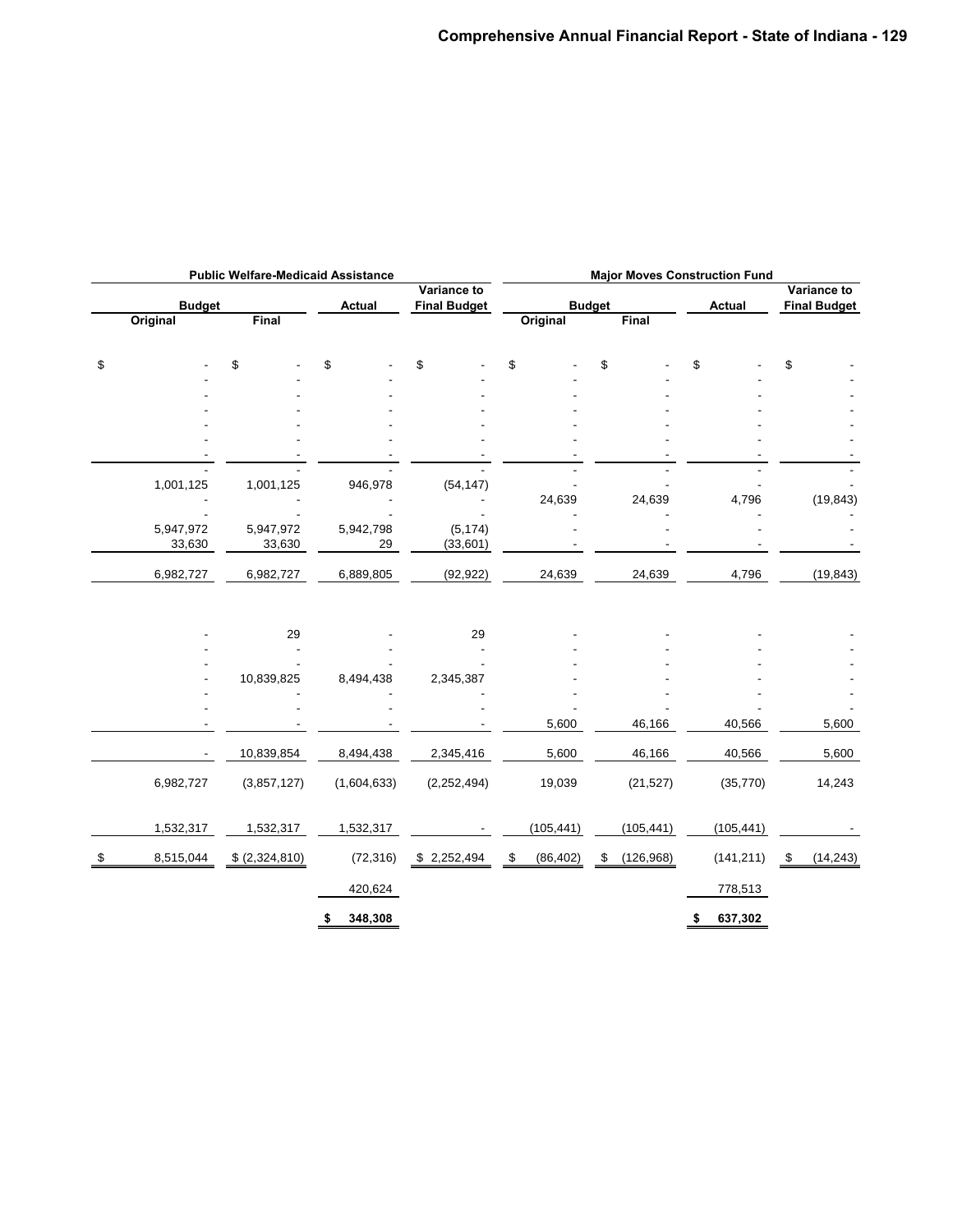| Public Welfare-Medicaid Assistance | | | | Major Moves Construction Fund | | | |
|---|---|---|---|---|---|---|---|
| Budget | | Actual | Variance to Final Budget | Budget | | Actual | Variance to Final Budget |
| Original | Final | | | Original | Final | | |
| $ - | $ - | $ - | $ - | $ - | $ - | $ - | $ - |
| - | - | - | - | - | - | - | - |
| - | - | - | - | - | - | - | - |
| - | - | - | - | - | - | - | - |
| - | - | - | - | - | - | - | - |
| - | - | - | - | - | - | - | - |
| - | - | - | - | - | - | - | - |
| - | - | - | - | - | - | - | - |
| 1,001,125 | 1,001,125 | 946,978 | (54,147) | - | - | - | - |
| - | - | - | - | 24,639 | 24,639 | 4,796 | (19,843) |
| - | - | - | - | - | - | - | - |
| 5,947,972 | 5,947,972 | 5,942,798 | (5,174) | - | - | - | - |
| 33,630 | 33,630 | 29 | (33,601) | - | - | - | - |
| 6,982,727 | 6,982,727 | 6,889,805 | (92,922) | 24,639 | 24,639 | 4,796 | (19,843) |
| - | 29 | - | 29 | - | - | - | - |
| - | - | - | - | - | - | - | - |
| - | - | - | - | - | - | - | - |
| - | 10,839,825 | 8,494,438 | 2,345,387 | - | - | - | - |
| - | - | - | - | - | - | - | - |
| - | - | - | - | - | - | - | - |
| - | - | - | - | 5,600 | 46,166 | 40,566 | 5,600 |
| - | 10,839,854 | 8,494,438 | 2,345,416 | 5,600 | 46,166 | 40,566 | 5,600 |
| 6,982,727 | (3,857,127) | (1,604,633) | (2,252,494) | 19,039 | (21,527) | (35,770) | 14,243 |
| 1,532,317 | 1,532,317 | 1,532,317 | - | (105,441) | (105,441) | (105,441) | - |
| $ 8,515,044 | $ (2,324,810) | (72,316) | $ 2,252,494 | $ (86,402) | $ (126,968) | (141,211) | $ (14,243) |
| | | 420,624 | | | | 778,513 | |
| | | $ 348,308 | | | | $ 637,302 | |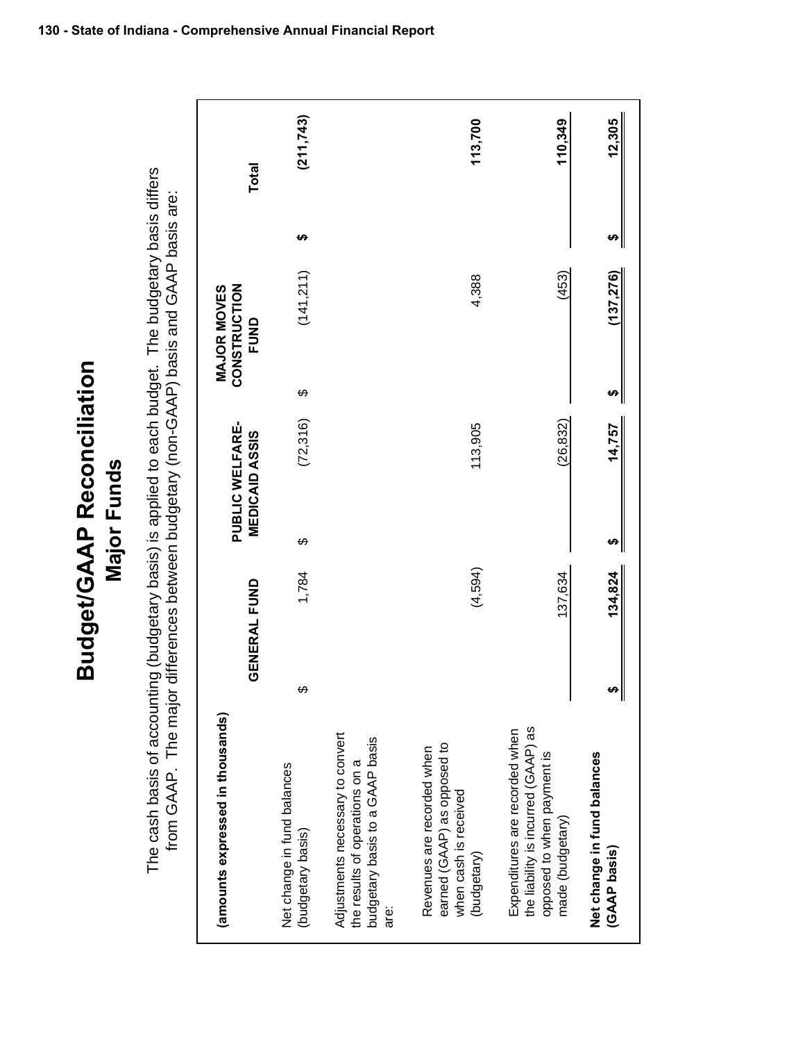# Budget/GAAP Reconciliation

## Major Funds

The cash basis of accounting (budgetary basis) is applied to each budget. The budgetary basis differs from GAAP. The major differences between budgetary (non-GAAP) basis and GAAP basis are:

| (amounts expressed in thousands) | GENERAL FUND | PUBLIC WELFARE-MEDICAID ASSIS | MAJOR MOVES CONSTRUCTION FUND | Total |
|---|---|---|---|---|
| Net change in fund balances (budgetary basis) | $ 1,784 | $ (72,316) | $ (141,211) | $ (211,743) |
| Adjustments necessary to convert the results of operations on a budgetary basis to a GAAP basis are: | | | | |
| Revenues are recorded when earned (GAAP) as opposed to when cash is received (budgetary) | (4,594) | 113,905 | 4,388 | 113,700 |
| Expenditures are recorded when the liability is incurred (GAAP) as opposed to when payment is made (budgetary) | 137,634 | (26,832) | (453) | 110,349 |
| **Net change in fund balances (GAAP basis)** | **$ 134,824** | **$ 14,757** | **$ (137,276)** | **$ 12,305** |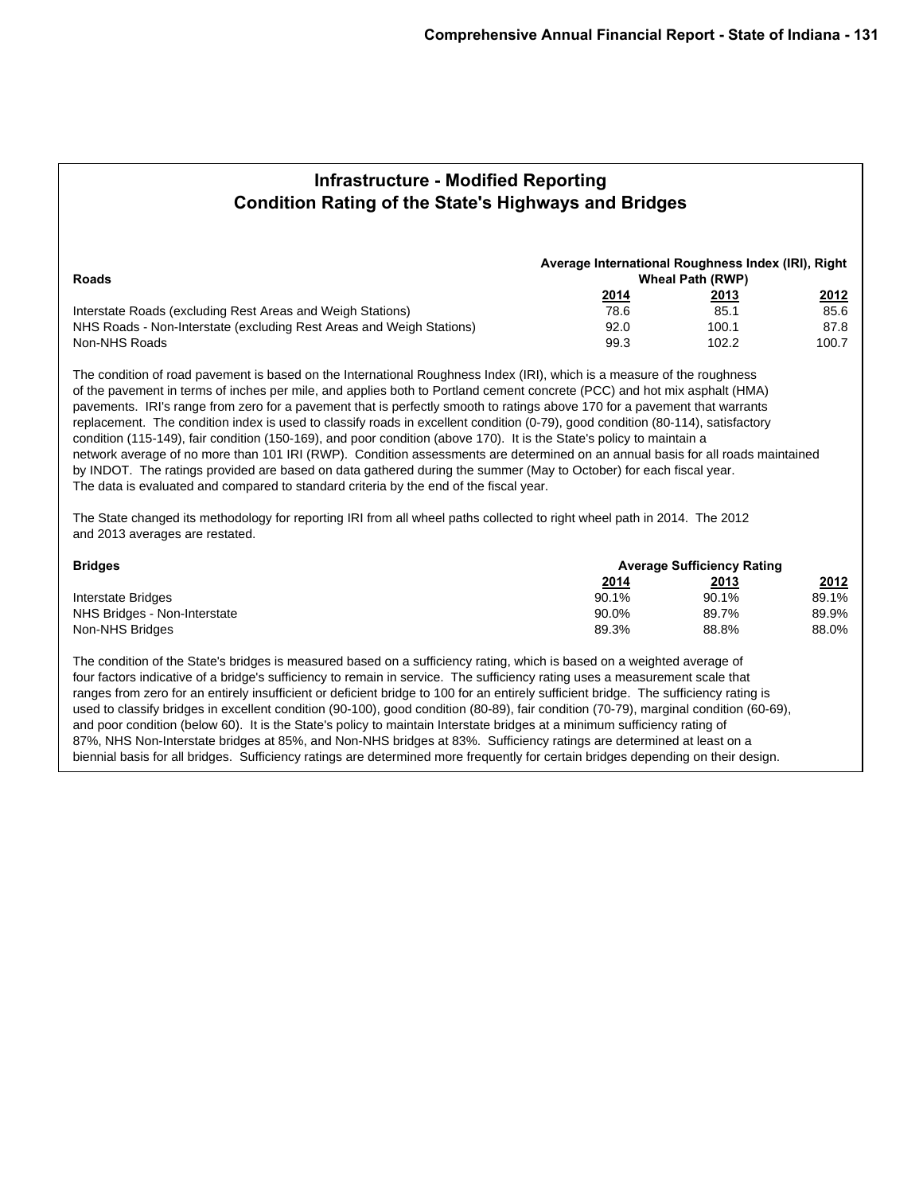# Infrastructure - Modified Reporting
## Condition Rating of the State's Highways and Bridges

| Roads | Average International Roughness Index (IRI), Right Wheal Path (RWP) | | |
|---|---|---|---|
| | **2014** | **2013** | **2012** |
| Interstate Roads (excluding Rest Areas and Weigh Stations) | 78.6 | 85.1 | 85.6 |
| NHS Roads - Non-Interstate (excluding Rest Areas and Weigh Stations) | 92.0 | 100.1 | 87.8 |
| Non-NHS Roads | 99.3 | 102.2 | 100.7 |

The condition of road pavement is based on the International Roughness Index (IRI), which is a measure of the roughness of the pavement in terms of inches per mile, and applies both to Portland cement concrete (PCC) and hot mix asphalt (HMA) pavements. IRI's range from zero for a pavement that is perfectly smooth to ratings above 170 for a pavement that warrants replacement. The condition index is used to classify roads in excellent condition (0-79), good condition (80-114), satisfactory condition (115-149), fair condition (150-169), and poor condition (above 170). It is the State's policy to maintain a network average of no more than 101 IRI (RWP). Condition assessments are determined on an annual basis for all roads maintained by INDOT. The ratings provided are based on data gathered during the summer (May to October) for each fiscal year. The data is evaluated and compared to standard criteria by the end of the fiscal year.

The State changed its methodology for reporting IRI from all wheel paths collected to right wheel path in 2014. The 2012 and 2013 averages are restated.

| Bridges | Average Sufficiency Rating | | |
|---|---|---|---|
| | **2014** | **2013** | **2012** |
| Interstate Bridges | 90.1% | 90.1% | 89.1% |
| NHS Bridges - Non-Interstate | 90.0% | 89.7% | 89.9% |
| Non-NHS Bridges | 89.3% | 88.8% | 88.0% |

The condition of the State's bridges is measured based on a sufficiency rating, which is based on a weighted average of four factors indicative of a bridge's sufficiency to remain in service. The sufficiency rating uses a measurement scale that ranges from zero for an entirely insufficient or deficient bridge to 100 for an entirely sufficient bridge. The sufficiency rating is used to classify bridges in excellent condition (90-100), good condition (80-89), fair condition (70-79), marginal condition (60-69), and poor condition (below 60). It is the State's policy to maintain Interstate bridges at a minimum sufficiency rating of 87%, NHS Non-Interstate bridges at 85%, and Non-NHS bridges at 83%. Sufficiency ratings are determined at least on a biennial basis for all bridges. Sufficiency ratings are determined more frequently for certain bridges depending on their design.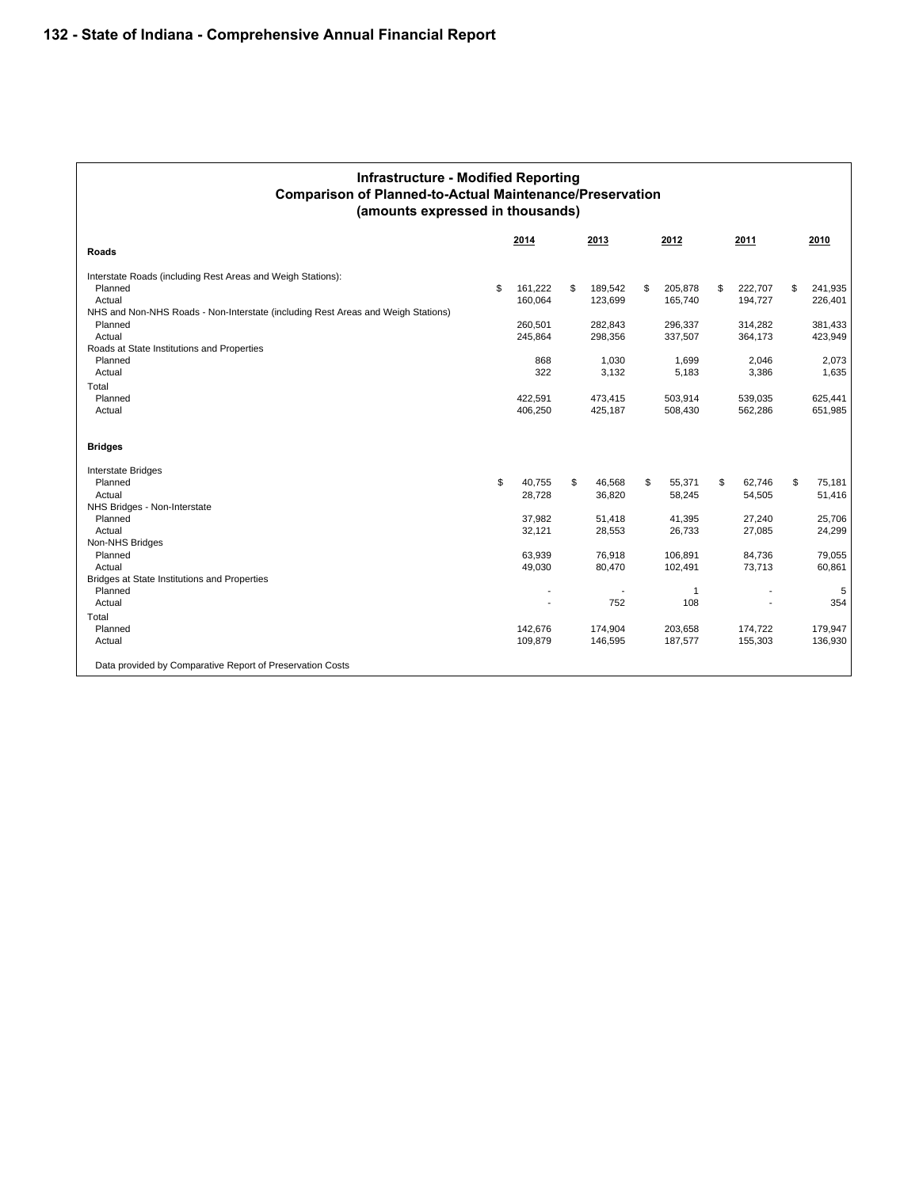## Infrastructure - Modified Reporting
## Comparison of Planned-to-Actual Maintenance/Preservation
## (amounts expressed in thousands)

| | 2014 | 2013 | 2012 | 2011 | 2010 |
|---|---|---|---|---|---|
| **Roads** | | | | | |
| Interstate Roads (including Rest Areas and Weigh Stations): | | | | | |
| Planned | $ 161,222 | $ 189,542 | $ 205,878 | $ 222,707 | $ 241,935 |
| Actual | 160,064 | 123,699 | 165,740 | 194,727 | 226,401 |
| NHS and Non-NHS Roads - Non-Interstate (including Rest Areas and Weigh Stations) | | | | | |
| Planned | 260,501 | 282,843 | 296,337 | 314,282 | 381,433 |
| Actual | 245,864 | 298,356 | 337,507 | 364,173 | 423,949 |
| Roads at State Institutions and Properties | | | | | |
| Planned | 868 | 1,030 | 1,699 | 2,046 | 2,073 |
| Actual | 322 | 3,132 | 5,183 | 3,386 | 1,635 |
| Total | | | | | |
| Planned | 422,591 | 473,415 | 503,914 | 539,035 | 625,441 |
| Actual | 406,250 | 425,187 | 508,430 | 562,286 | 651,985 |
| **Bridges** | | | | | |
| Interstate Bridges | | | | | |
| Planned | $ 40,755 | $ 46,568 | $ 55,371 | $ 62,746 | $ 75,181 |
| Actual | 28,728 | 36,820 | 58,245 | 54,505 | 51,416 |
| NHS Bridges - Non-Interstate | | | | | |
| Planned | 37,982 | 51,418 | 41,395 | 27,240 | 25,706 |
| Actual | 32,121 | 28,553 | 26,733 | 27,085 | 24,299 |
| Non-NHS Bridges | | | | | |
| Planned | 63,939 | 76,918 | 106,891 | 84,736 | 79,055 |
| Actual | 49,030 | 80,470 | 102,491 | 73,713 | 60,861 |
| Bridges at State Institutions and Properties | | | | | |
| Planned | - | - | 1 | - | 5 |
| Actual | - | 752 | 108 | - | 354 |
| Total | | | | | |
| Planned | 142,676 | 174,904 | 203,658 | 174,722 | 179,947 |
| Actual | 109,879 | 146,595 | 187,577 | 155,303 | 136,930 |

Data provided by Comparative Report of Preservation Costs